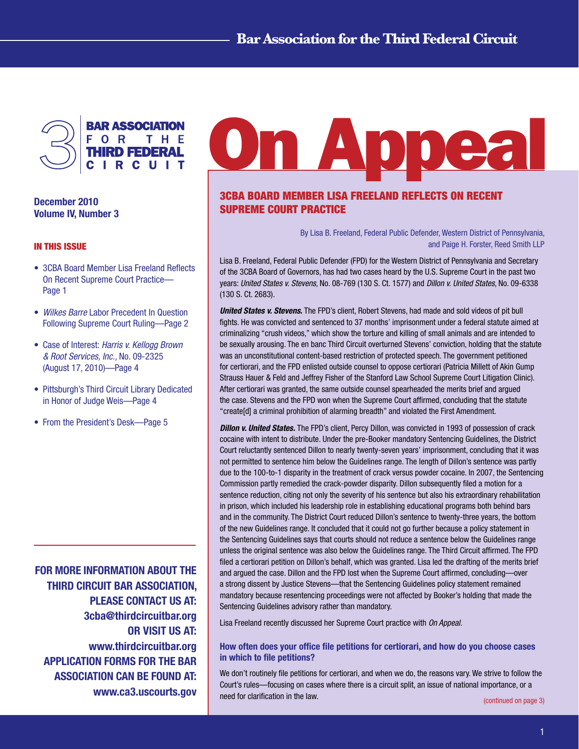# Bar Association for the Third Federal Circuit

BAR ASSOCIATION FOR THE THIRD FEDERAL CIRCUIT

# On Appeal

**December 2010**
**Volume IV, Number 3**

**IN THIS ISSUE**

- 3CBA Board Member Lisa Freeland Reflects On Recent Supreme Court Practice—Page 1
- *Wilkes Barre* Labor Precedent In Question Following Supreme Court Ruling—Page 2
- Case of Interest: *Harris v. Kellogg Brown & Root Services, Inc.*, No. 09-2325 (August 17, 2010)—Page 4
- Pittsburgh's Third Circuit Library Dedicated in Honor of Judge Weis—Page 4
- From the President's Desk—Page 5

**FOR MORE INFORMATION ABOUT THE THIRD CIRCUIT BAR ASSOCIATION, PLEASE CONTACT US AT: 3cba@thirdcircuitbar.org OR VISIT US AT: www.thirdcircuitbar.org APPLICATION FORMS FOR THE BAR ASSOCIATION CAN BE FOUND AT: www.ca3.uscourts.gov**

## 3CBA BOARD MEMBER LISA FREELAND REFLECTS ON RECENT SUPREME COURT PRACTICE

By Lisa B. Freeland, Federal Public Defender, Western District of Pennsylvania, and Paige H. Forster, Reed Smith LLP

Lisa B. Freeland, Federal Public Defender (FPD) for the Western District of Pennsylvania and Secretary of the 3CBA Board of Governors, has had two cases heard by the U.S. Supreme Court in the past two years: *United States v. Stevens,* No. 08-769 (130 S. Ct. 1577) and *Dillon v. United States*, No. 09-6338 (130 S. Ct. 2683).

***United States v. Stevens.*** The FPD's client, Robert Stevens, had made and sold videos of pit bull fights. He was convicted and sentenced to 37 months' imprisonment under a federal statute aimed at criminalizing "crush videos," which show the torture and killing of small animals and are intended to be sexually arousing. The en banc Third Circuit overturned Stevens' conviction, holding that the statute was an unconstitutional content-based restriction of protected speech. The government petitioned for certiorari, and the FPD enlisted outside counsel to oppose certiorari (Patricia Millett of Akin Gump Strauss Hauer & Feld and Jeffrey Fisher of the Stanford Law School Supreme Court Litigation Clinic). After certiorari was granted, the same outside counsel spearheaded the merits brief and argued the case. Stevens and the FPD won when the Supreme Court affirmed, concluding that the statute "create[d] a criminal prohibition of alarming breadth" and violated the First Amendment.

***Dillon v. United States.*** The FPD's client, Percy Dillon, was convicted in 1993 of possession of crack cocaine with intent to distribute. Under the pre-Booker mandatory Sentencing Guidelines, the District Court reluctantly sentenced Dillon to nearly twenty-seven years' imprisonment, concluding that it was not permitted to sentence him below the Guidelines range. The length of Dillon's sentence was partly due to the 100-to-1 disparity in the treatment of crack versus powder cocaine. In 2007, the Sentencing Commission partly remedied the crack-powder disparity. Dillon subsequently filed a motion for a sentence reduction, citing not only the severity of his sentence but also his extraordinary rehabilitation in prison, which included his leadership role in establishing educational programs both behind bars and in the community. The District Court reduced Dillon's sentence to twenty-three years, the bottom of the new Guidelines range. It concluded that it could not go further because a policy statement in the Sentencing Guidelines says that courts should not reduce a sentence below the Guidelines range unless the original sentence was also below the Guidelines range. The Third Circuit affirmed. The FPD filed a certiorari petition on Dillon's behalf, which was granted. Lisa led the drafting of the merits brief and argued the case. Dillon and the FPD lost when the Supreme Court affirmed, concluding—over a strong dissent by Justice Stevens—that the Sentencing Guidelines policy statement remained mandatory because resentencing proceedings were not affected by Booker's holding that made the Sentencing Guidelines advisory rather than mandatory.

Lisa Freeland recently discussed her Supreme Court practice with *On Appeal.*

### How often does your office file petitions for certiorari, and how do you choose cases in which to file petitions?

We don't routinely file petitions for certiorari, and when we do, the reasons vary. We strive to follow the Court's rules—focusing on cases where there is a circuit split, an issue of national importance, or a need for clarification in the law.

(continued on page 3)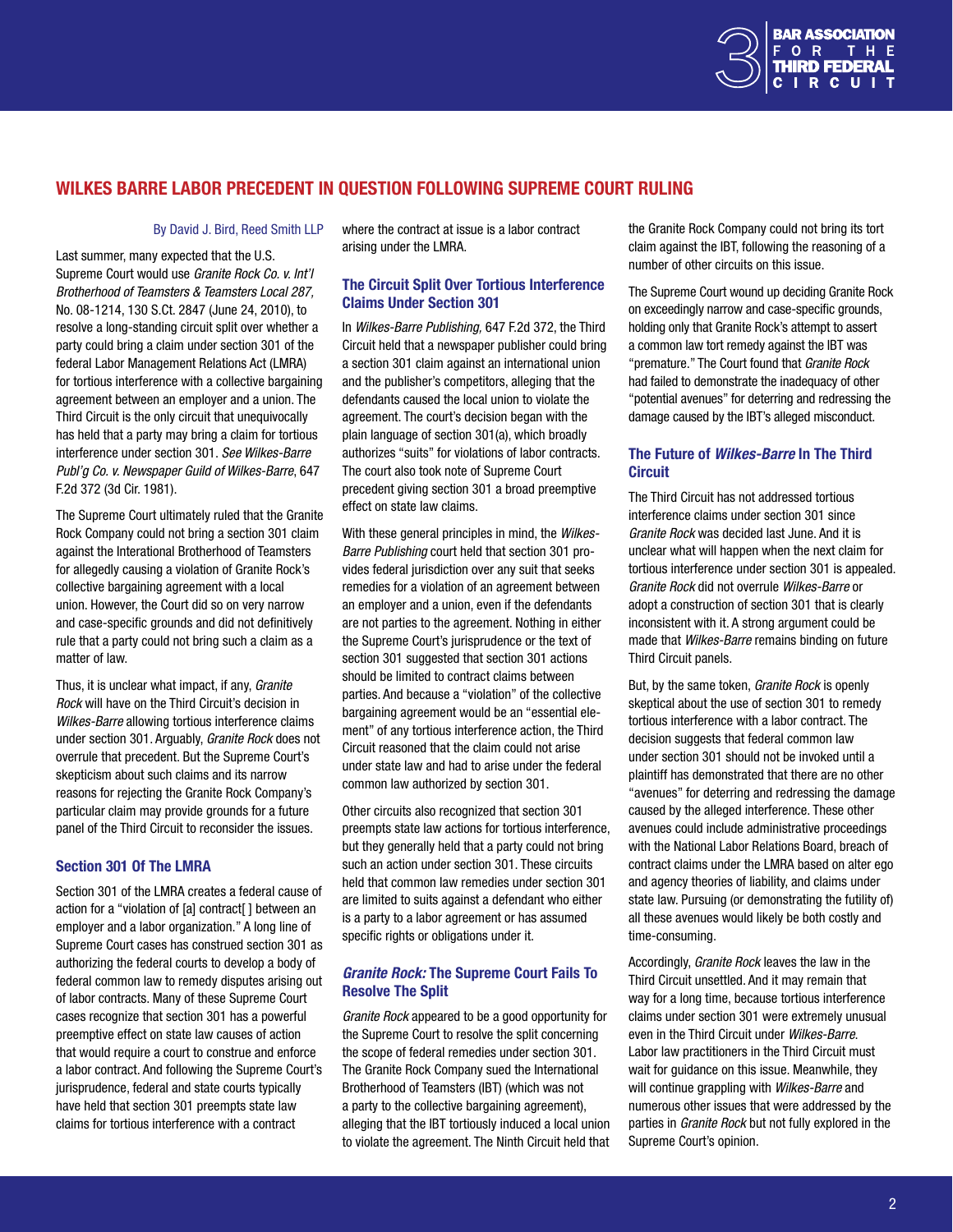## WILKES BARRE LABOR PRECEDENT IN QUESTION FOLLOWING SUPREME COURT RULING

By David J. Bird, Reed Smith LLP

Last summer, many expected that the U.S. Supreme Court would use *Granite Rock Co. v. Int'l Brotherhood of Teamsters & Teamsters Local 287*, No. 08-1214, 130 S.Ct. 2847 (June 24, 2010), to resolve a long-standing circuit split over whether a party could bring a claim under section 301 of the federal Labor Management Relations Act (LMRA) for tortious interference with a collective bargaining agreement between an employer and a union. The Third Circuit is the only circuit that unequivocally has held that a party may bring a claim for tortious interference under section 301. *See Wilkes-Barre Publ'g Co. v. Newspaper Guild of Wilkes-Barre*, 647 F.2d 372 (3d Cir. 1981).

The Supreme Court ultimately ruled that the Granite Rock Company could not bring a section 301 claim against the Interational Brotherhood of Teamsters for allegedly causing a violation of Granite Rock's collective bargaining agreement with a local union. However, the Court did so on very narrow and case-specific grounds and did not definitively rule that a party could not bring such a claim as a matter of law.

Thus, it is unclear what impact, if any, *Granite Rock* will have on the Third Circuit's decision in *Wilkes-Barre* allowing tortious interference claims under section 301. Arguably, *Granite Rock* does not overrule that precedent. But the Supreme Court's skepticism about such claims and its narrow reasons for rejecting the Granite Rock Company's particular claim may provide grounds for a future panel of the Third Circuit to reconsider the issues.

### Section 301 Of The LMRA

Section 301 of the LMRA creates a federal cause of action for a "violation of [a] contract[ ] between an employer and a labor organization." A long line of Supreme Court cases has construed section 301 as authorizing the federal courts to develop a body of federal common law to remedy disputes arising out of labor contracts. Many of these Supreme Court cases recognize that section 301 has a powerful preemptive effect on state law causes of action that would require a court to construe and enforce a labor contract. And following the Supreme Court's jurisprudence, federal and state courts typically have held that section 301 preempts state law claims for tortious interference with a contract where the contract at issue is a labor contract arising under the LMRA.

### The Circuit Split Over Tortious Interference Claims Under Section 301

In *Wilkes-Barre Publishing,* 647 F.2d 372, the Third Circuit held that a newspaper publisher could bring a section 301 claim against an international union and the publisher's competitors, alleging that the defendants caused the local union to violate the agreement. The court's decision began with the plain language of section 301(a), which broadly authorizes "suits" for violations of labor contracts. The court also took note of Supreme Court precedent giving section 301 a broad preemptive effect on state law claims.

With these general principles in mind, the *Wilkes-Barre Publishing* court held that section 301 provides federal jurisdiction over any suit that seeks remedies for a violation of an agreement between an employer and a union, even if the defendants are not parties to the agreement. Nothing in either the Supreme Court's jurisprudence or the text of section 301 suggested that section 301 actions should be limited to contract claims between parties. And because a "violation" of the collective bargaining agreement would be an "essential element" of any tortious interference action, the Third Circuit reasoned that the claim could not arise under state law and had to arise under the federal common law authorized by section 301.

Other circuits also recognized that section 301 preempts state law actions for tortious interference, but they generally held that a party could not bring such an action under section 301. These circuits held that common law remedies under section 301 are limited to suits against a defendant who either is a party to a labor agreement or has assumed specific rights or obligations under it.

### *Granite Rock:* The Supreme Court Fails To Resolve The Split

*Granite Rock* appeared to be a good opportunity for the Supreme Court to resolve the split concerning the scope of federal remedies under section 301. The Granite Rock Company sued the International Brotherhood of Teamsters (IBT) (which was not a party to the collective bargaining agreement), alleging that the IBT tortiously induced a local union to violate the agreement. The Ninth Circuit held that the Granite Rock Company could not bring its tort claim against the IBT, following the reasoning of a number of other circuits on this issue.

The Supreme Court wound up deciding Granite Rock on exceedingly narrow and case-specific grounds, holding only that Granite Rock's attempt to assert a common law tort remedy against the IBT was "premature." The Court found that *Granite Rock* had failed to demonstrate the inadequacy of other "potential avenues" for deterring and redressing the damage caused by the IBT's alleged misconduct.

### The Future of *Wilkes-Barre* In The Third Circuit

The Third Circuit has not addressed tortious interference claims under section 301 since *Granite Rock* was decided last June. And it is unclear what will happen when the next claim for tortious interference under section 301 is appealed. *Granite Rock* did not overrule *Wilkes-Barre* or adopt a construction of section 301 that is clearly inconsistent with it. A strong argument could be made that *Wilkes-Barre* remains binding on future Third Circuit panels.

But, by the same token, *Granite Rock* is openly skeptical about the use of section 301 to remedy tortious interference with a labor contract. The decision suggests that federal common law under section 301 should not be invoked until a plaintiff has demonstrated that there are no other "avenues" for deterring and redressing the damage caused by the alleged interference. These other avenues could include administrative proceedings with the National Labor Relations Board, breach of contract claims under the LMRA based on alter ego and agency theories of liability, and claims under state law. Pursuing (or demonstrating the futility of) all these avenues would likely be both costly and time-consuming.

Accordingly, *Granite Rock* leaves the law in the Third Circuit unsettled. And it may remain that way for a long time, because tortious interference claims under section 301 were extremely unusual even in the Third Circuit under *Wilkes-Barre*. Labor law practitioners in the Third Circuit must wait for guidance on this issue. Meanwhile, they will continue grappling with *Wilkes-Barre* and numerous other issues that were addressed by the parties in *Granite Rock* but not fully explored in the Supreme Court's opinion.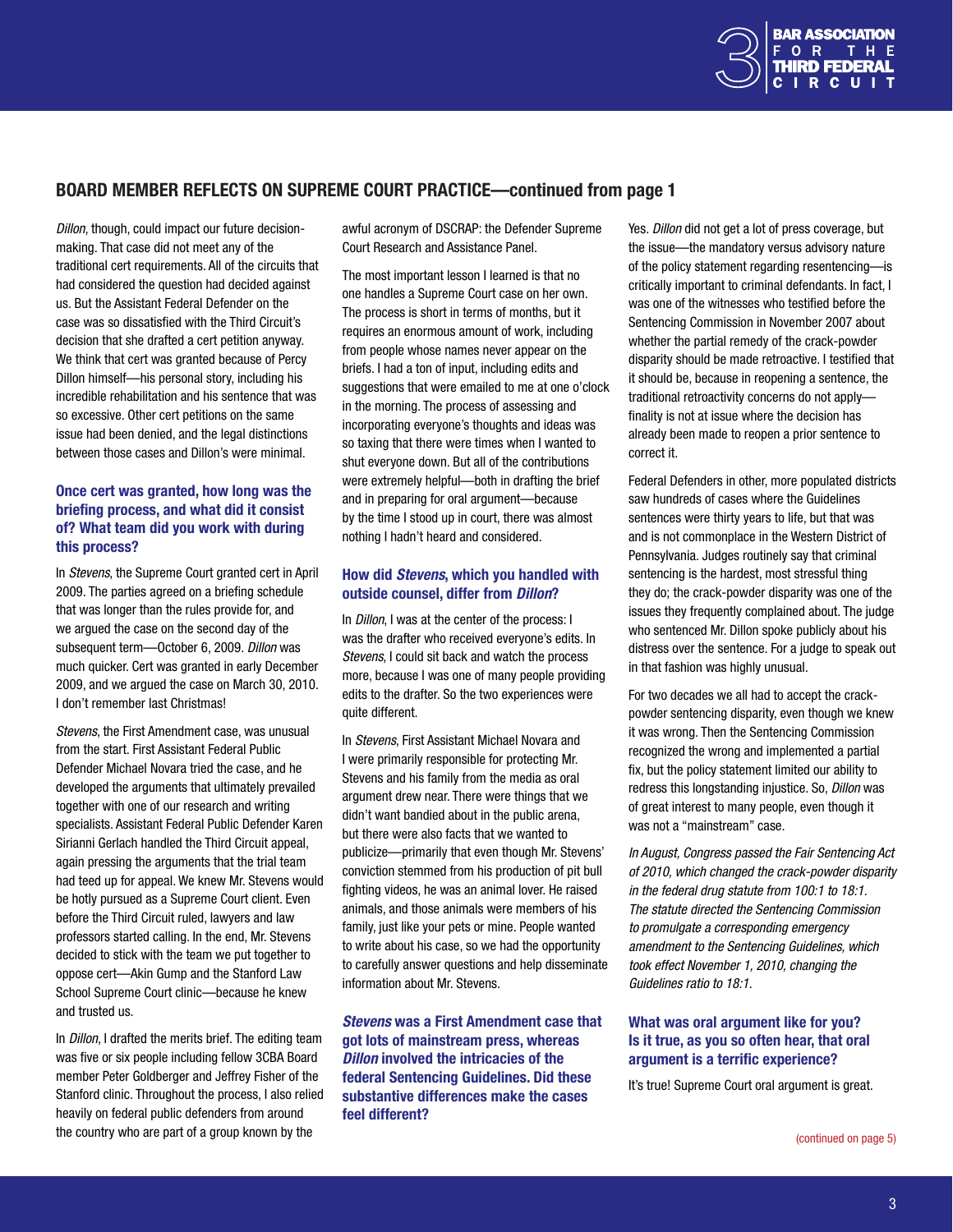## BOARD MEMBER REFLECTS ON SUPREME COURT PRACTICE—continued from page 1

*Dillon*, though, could impact our future decision-making. That case did not meet any of the traditional cert requirements. All of the circuits that had considered the question had decided against us. But the Assistant Federal Defender on the case was so dissatisfied with the Third Circuit's decision that she drafted a cert petition anyway. We think that cert was granted because of Percy Dillon himself—his personal story, including his incredible rehabilitation and his sentence that was so excessive. Other cert petitions on the same issue had been denied, and the legal distinctions between those cases and Dillon's were minimal.

### Once cert was granted, how long was the briefing process, and what did it consist of? What team did you work with during this process?

In *Stevens*, the Supreme Court granted cert in April 2009. The parties agreed on a briefing schedule that was longer than the rules provide for, and we argued the case on the second day of the subsequent term—October 6, 2009. *Dillon* was much quicker. Cert was granted in early December 2009, and we argued the case on March 30, 2010. I don't remember last Christmas!

*Stevens*, the First Amendment case, was unusual from the start. First Assistant Federal Public Defender Michael Novara tried the case, and he developed the arguments that ultimately prevailed together with one of our research and writing specialists. Assistant Federal Public Defender Karen Sirianni Gerlach handled the Third Circuit appeal, again pressing the arguments that the trial team had teed up for appeal. We knew Mr. Stevens would be hotly pursued as a Supreme Court client. Even before the Third Circuit ruled, lawyers and law professors started calling. In the end, Mr. Stevens decided to stick with the team we put together to oppose cert—Akin Gump and the Stanford Law School Supreme Court clinic—because he knew and trusted us.

In *Dillon*, I drafted the merits brief. The editing team was five or six people including fellow 3CBA Board member Peter Goldberger and Jeffrey Fisher of the Stanford clinic. Throughout the process, I also relied heavily on federal public defenders from around the country who are part of a group known by the awful acronym of DSCRAP: the Defender Supreme Court Research and Assistance Panel.

The most important lesson I learned is that no one handles a Supreme Court case on her own. The process is short in terms of months, but it requires an enormous amount of work, including from people whose names never appear on the briefs. I had a ton of input, including edits and suggestions that were emailed to me at one o'clock in the morning. The process of assessing and incorporating everyone's thoughts and ideas was so taxing that there were times when I wanted to shut everyone down. But all of the contributions were extremely helpful—both in drafting the brief and in preparing for oral argument—because by the time I stood up in court, there was almost nothing I hadn't heard and considered.

### How did *Stevens*, which you handled with outside counsel, differ from *Dillon*?

In *Dillon*, I was at the center of the process: I was the drafter who received everyone's edits. In *Stevens*, I could sit back and watch the process more, because I was one of many people providing edits to the drafter. So the two experiences were quite different.

In *Stevens*, First Assistant Michael Novara and I were primarily responsible for protecting Mr. Stevens and his family from the media as oral argument drew near. There were things that we didn't want bandied about in the public arena, but there were also facts that we wanted to publicize—primarily that even though Mr. Stevens' conviction stemmed from his production of pit bull fighting videos, he was an animal lover. He raised animals, and those animals were members of his family, just like your pets or mine. People wanted to write about his case, so we had the opportunity to carefully answer questions and help disseminate information about Mr. Stevens.

### *Stevens* was a First Amendment case that got lots of mainstream press, whereas *Dillon* involved the intricacies of the federal Sentencing Guidelines. Did these substantive differences make the cases feel different?

Yes. *Dillon* did not get a lot of press coverage, but the issue—the mandatory versus advisory nature of the policy statement regarding resentencing—is critically important to criminal defendants. In fact, I was one of the witnesses who testified before the Sentencing Commission in November 2007 about whether the partial remedy of the crack-powder disparity should be made retroactive. I testified that it should be, because in reopening a sentence, the traditional retroactivity concerns do not apply—finality is not at issue where the decision has already been made to reopen a prior sentence to correct it.

Federal Defenders in other, more populated districts saw hundreds of cases where the Guidelines sentences were thirty years to life, but that was and is not commonplace in the Western District of Pennsylvania. Judges routinely say that criminal sentencing is the hardest, most stressful thing they do; the crack-powder disparity was one of the issues they frequently complained about. The judge who sentenced Mr. Dillon spoke publicly about his distress over the sentence. For a judge to speak out in that fashion was highly unusual.

For two decades we all had to accept the crack-powder sentencing disparity, even though we knew it was wrong. Then the Sentencing Commission recognized the wrong and implemented a partial fix, but the policy statement limited our ability to redress this longstanding injustice. So, *Dillon* was of great interest to many people, even though it was not a "mainstream" case.

*In August, Congress passed the Fair Sentencing Act of 2010, which changed the crack-powder disparity in the federal drug statute from 100:1 to 18:1. The statute directed the Sentencing Commission to promulgate a corresponding emergency amendment to the Sentencing Guidelines, which took effect November 1, 2010, changing the Guidelines ratio to 18:1.*

### What was oral argument like for you? Is it true, as you so often hear, that oral argument is a terrific experience?

It's true! Supreme Court oral argument is great.

(continued on page 5)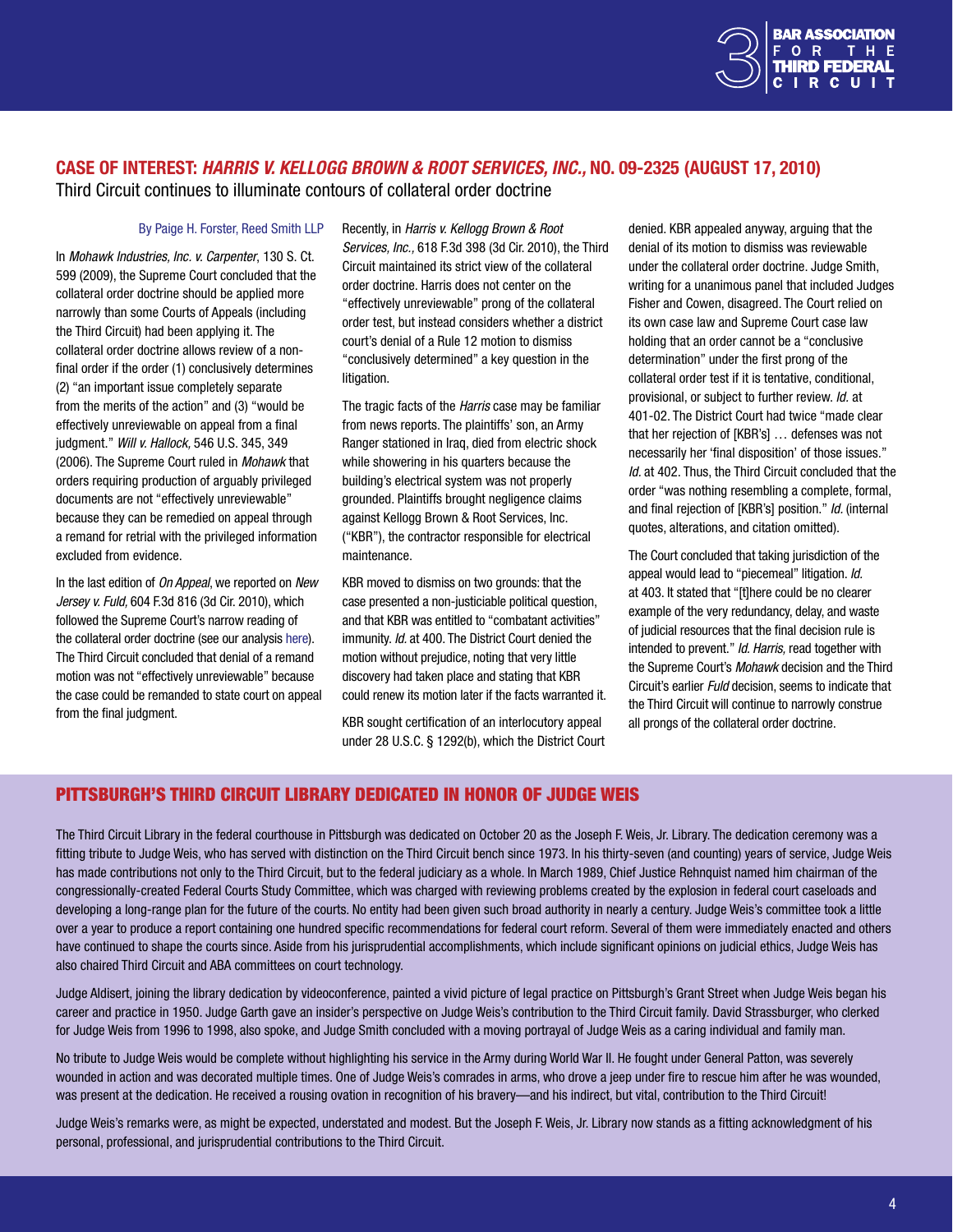## CASE OF INTEREST: *HARRIS V. KELLOGG BROWN & ROOT SERVICES, INC.*, NO. 09-2325 (AUGUST 17, 2010)

Third Circuit continues to illuminate contours of collateral order doctrine

By Paige H. Forster, Reed Smith LLP

In *Mohawk Industries, Inc. v. Carpenter*, 130 S. Ct. 599 (2009), the Supreme Court concluded that the collateral order doctrine should be applied more narrowly than some Courts of Appeals (including the Third Circuit) had been applying it. The collateral order doctrine allows review of a non-final order if the order (1) conclusively determines (2) "an important issue completely separate from the merits of the action" and (3) "would be effectively unreviewable on appeal from a final judgment." *Will v. Hallock*, 546 U.S. 345, 349 (2006). The Supreme Court ruled in *Mohawk* that orders requiring production of arguably privileged documents are not "effectively unreviewable" because they can be remedied on appeal through a remand for retrial with the privileged information excluded from evidence.

In the last edition of *On Appeal*, we reported on *New Jersey v. Fuld*, 604 F.3d 816 (3d Cir. 2010), which followed the Supreme Court's narrow reading of the collateral order doctrine (see our analysis here). The Third Circuit concluded that denial of a remand motion was not "effectively unreviewable" because the case could be remanded to state court on appeal from the final judgment.

Recently, in *Harris v. Kellogg Brown & Root Services, Inc.*, 618 F.3d 398 (3d Cir. 2010), the Third Circuit maintained its strict view of the collateral order doctrine. Harris does not center on the "effectively unreviewable" prong of the collateral order test, but instead considers whether a district court's denial of a Rule 12 motion to dismiss "conclusively determined" a key question in the litigation.

The tragic facts of the *Harris* case may be familiar from news reports. The plaintiffs' son, an Army Ranger stationed in Iraq, died from electric shock while showering in his quarters because the building's electrical system was not properly grounded. Plaintiffs brought negligence claims against Kellogg Brown & Root Services, Inc. ("KBR"), the contractor responsible for electrical maintenance.

KBR moved to dismiss on two grounds: that the case presented a non-justiciable political question, and that KBR was entitled to "combatant activities" immunity. *Id.* at 400. The District Court denied the motion without prejudice, noting that very little discovery had taken place and stating that KBR could renew its motion later if the facts warranted it.

KBR sought certification of an interlocutory appeal under 28 U.S.C. § 1292(b), which the District Court denied. KBR appealed anyway, arguing that the denial of its motion to dismiss was reviewable under the collateral order doctrine. Judge Smith, writing for a unanimous panel that included Judges Fisher and Cowen, disagreed. The Court relied on its own case law and Supreme Court case law holding that an order cannot be a "conclusive determination" under the first prong of the collateral order test if it is tentative, conditional, provisional, or subject to further review. *Id.* at 401-02. The District Court had twice "made clear that her rejection of [KBR's] … defenses was not necessarily her 'final disposition' of those issues." *Id.* at 402. Thus, the Third Circuit concluded that the order "was nothing resembling a complete, formal, and final rejection of [KBR's] position." *Id.* (internal quotes, alterations, and citation omitted).

The Court concluded that taking jurisdiction of the appeal would lead to "piecemeal" litigation. *Id.* at 403. It stated that "[t]here could be no clearer example of the very redundancy, delay, and waste of judicial resources that the final decision rule is intended to prevent." *Id. Harris*, read together with the Supreme Court's *Mohawk* decision and the Third Circuit's earlier *Fuld* decision, seems to indicate that the Third Circuit will continue to narrowly construe all prongs of the collateral order doctrine.

## PITTSBURGH'S THIRD CIRCUIT LIBRARY DEDICATED IN HONOR OF JUDGE WEIS

The Third Circuit Library in the federal courthouse in Pittsburgh was dedicated on October 20 as the Joseph F. Weis, Jr. Library. The dedication ceremony was a fitting tribute to Judge Weis, who has served with distinction on the Third Circuit bench since 1973. In his thirty-seven (and counting) years of service, Judge Weis has made contributions not only to the Third Circuit, but to the federal judiciary as a whole. In March 1989, Chief Justice Rehnquist named him chairman of the congressionally-created Federal Courts Study Committee, which was charged with reviewing problems created by the explosion in federal court caseloads and developing a long-range plan for the future of the courts. No entity had been given such broad authority in nearly a century. Judge Weis's committee took a little over a year to produce a report containing one hundred specific recommendations for federal court reform. Several of them were immediately enacted and others have continued to shape the courts since. Aside from his jurisprudential accomplishments, which include significant opinions on judicial ethics, Judge Weis has also chaired Third Circuit and ABA committees on court technology.

Judge Aldisert, joining the library dedication by videoconference, painted a vivid picture of legal practice on Pittsburgh's Grant Street when Judge Weis began his career and practice in 1950. Judge Garth gave an insider's perspective on Judge Weis's contribution to the Third Circuit family. David Strassburger, who clerked for Judge Weis from 1996 to 1998, also spoke, and Judge Smith concluded with a moving portrayal of Judge Weis as a caring individual and family man.

No tribute to Judge Weis would be complete without highlighting his service in the Army during World War II. He fought under General Patton, was severely wounded in action and was decorated multiple times. One of Judge Weis's comrades in arms, who drove a jeep under fire to rescue him after he was wounded, was present at the dedication. He received a rousing ovation in recognition of his bravery—and his indirect, but vital, contribution to the Third Circuit!

Judge Weis's remarks were, as might be expected, understated and modest. But the Joseph F. Weis, Jr. Library now stands as a fitting acknowledgment of his personal, professional, and jurisprudential contributions to the Third Circuit.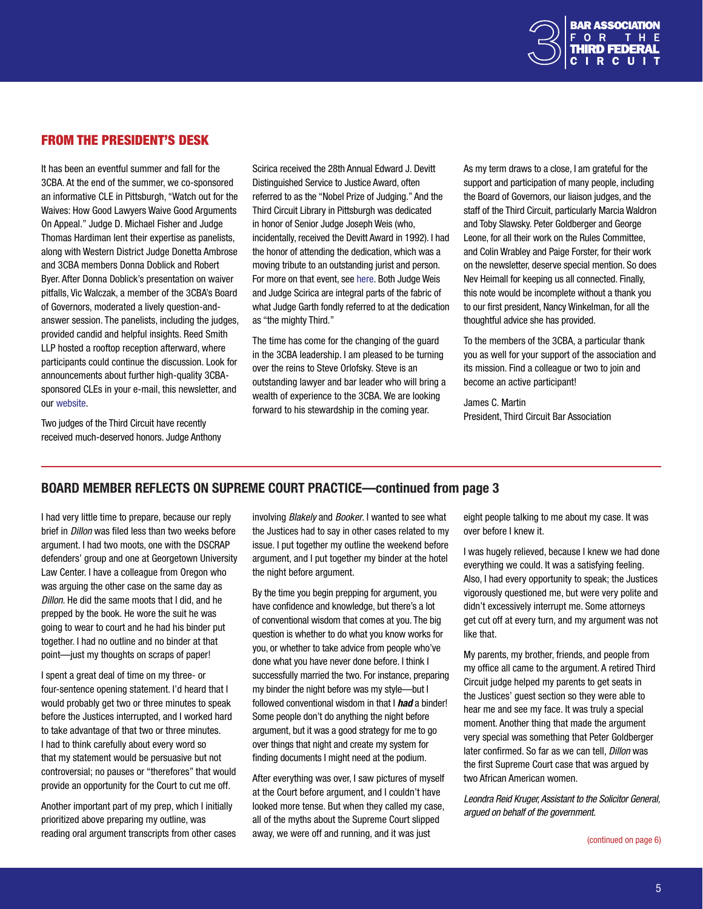## FROM THE PRESIDENT'S DESK

It has been an eventful summer and fall for the 3CBA. At the end of the summer, we co-sponsored an informative CLE in Pittsburgh, "Watch out for the Waives: How Good Lawyers Waive Good Arguments On Appeal." Judge D. Michael Fisher and Judge Thomas Hardiman lent their expertise as panelists, along with Western District Judge Donetta Ambrose and 3CBA members Donna Doblick and Robert Byer. After Donna Doblick's presentation on waiver pitfalls, Vic Walczak, a member of the 3CBA's Board of Governors, moderated a lively question-and-answer session. The panelists, including the judges, provided candid and helpful insights. Reed Smith LLP hosted a rooftop reception afterward, where participants could continue the discussion. Look for announcements about further high-quality 3CBA-sponsored CLEs in your e-mail, this newsletter, and our website.

Two judges of the Third Circuit have recently received much-deserved honors. Judge Anthony Scirica received the 28th Annual Edward J. Devitt Distinguished Service to Justice Award, often referred to as the "Nobel Prize of Judging." And the Third Circuit Library in Pittsburgh was dedicated in honor of Senior Judge Joseph Weis (who, incidentally, received the Devitt Award in 1992). I had the honor of attending the dedication, which was a moving tribute to an outstanding jurist and person. For more on that event, see here. Both Judge Weis and Judge Scirica are integral parts of the fabric of what Judge Garth fondly referred to at the dedication as "the mighty Third."

The time has come for the changing of the guard in the 3CBA leadership. I am pleased to be turning over the reins to Steve Orlofsky. Steve is an outstanding lawyer and bar leader who will bring a wealth of experience to the 3CBA. We are looking forward to his stewardship in the coming year.

As my term draws to a close, I am grateful for the support and participation of many people, including the Board of Governors, our liaison judges, and the staff of the Third Circuit, particularly Marcia Waldron and Toby Slawsky. Peter Goldberger and George Leone, for all their work on the Rules Committee, and Colin Wrabley and Paige Forster, for their work on the newsletter, deserve special mention. So does Nev Heimall for keeping us all connected. Finally, this note would be incomplete without a thank you to our first president, Nancy Winkelman, for all the thoughtful advice she has provided.

To the members of the 3CBA, a particular thank you as well for your support of the association and its mission. Find a colleague or two to join and become an active participant!

James C. Martin
President, Third Circuit Bar Association

## BOARD MEMBER REFLECTS ON SUPREME COURT PRACTICE—continued from page 3

I had very little time to prepare, because our reply brief in *Dillon* was filed less than two weeks before argument. I had two moots, one with the DSCRAP defenders' group and one at Georgetown University Law Center. I have a colleague from Oregon who was arguing the other case on the same day as *Dillon*. He did the same moots that I did, and he prepped by the book. He wore the suit he was going to wear to court and he had his binder put together. I had no outline and no binder at that point—just my thoughts on scraps of paper!

I spent a great deal of time on my three- or four-sentence opening statement. I'd heard that I would probably get two or three minutes to speak before the Justices interrupted, and I worked hard to take advantage of that two or three minutes. I had to think carefully about every word so that my statement would be persuasive but not controversial; no pauses or "therefores" that would provide an opportunity for the Court to cut me off.

Another important part of my prep, which I initially prioritized above preparing my outline, was reading oral argument transcripts from other cases involving *Blakely* and *Booker*. I wanted to see what the Justices had to say in other cases related to my issue. I put together my outline the weekend before argument, and I put together my binder at the hotel the night before argument.

By the time you begin prepping for argument, you have confidence and knowledge, but there's a lot of conventional wisdom that comes at you. The big question is whether to do what you know works for you, or whether to take advice from people who've done what you have never done before. I think I successfully married the two. For instance, preparing my binder the night before was my style—but I followed conventional wisdom in that I ***had*** a binder! Some people don't do anything the night before argument, but it was a good strategy for me to go over things that night and create my system for finding documents I might need at the podium.

After everything was over, I saw pictures of myself at the Court before argument, and I couldn't have looked more tense. But when they called my case, all of the myths about the Supreme Court slipped away, we were off and running, and it was just eight people talking to me about my case. It was over before I knew it.

I was hugely relieved, because I knew we had done everything we could. It was a satisfying feeling. Also, I had every opportunity to speak; the Justices vigorously questioned me, but were very polite and didn't excessively interrupt me. Some attorneys get cut off at every turn, and my argument was not like that.

My parents, my brother, friends, and people from my office all came to the argument. A retired Third Circuit judge helped my parents to get seats in the Justices' guest section so they were able to hear me and see my face. It was truly a special moment. Another thing that made the argument very special was something that Peter Goldberger later confirmed. So far as we can tell, *Dillon* was the first Supreme Court case that was argued by two African American women.

*Leondra Reid Kruger, Assistant to the Solicitor General, argued on behalf of the government.*

(continued on page 6)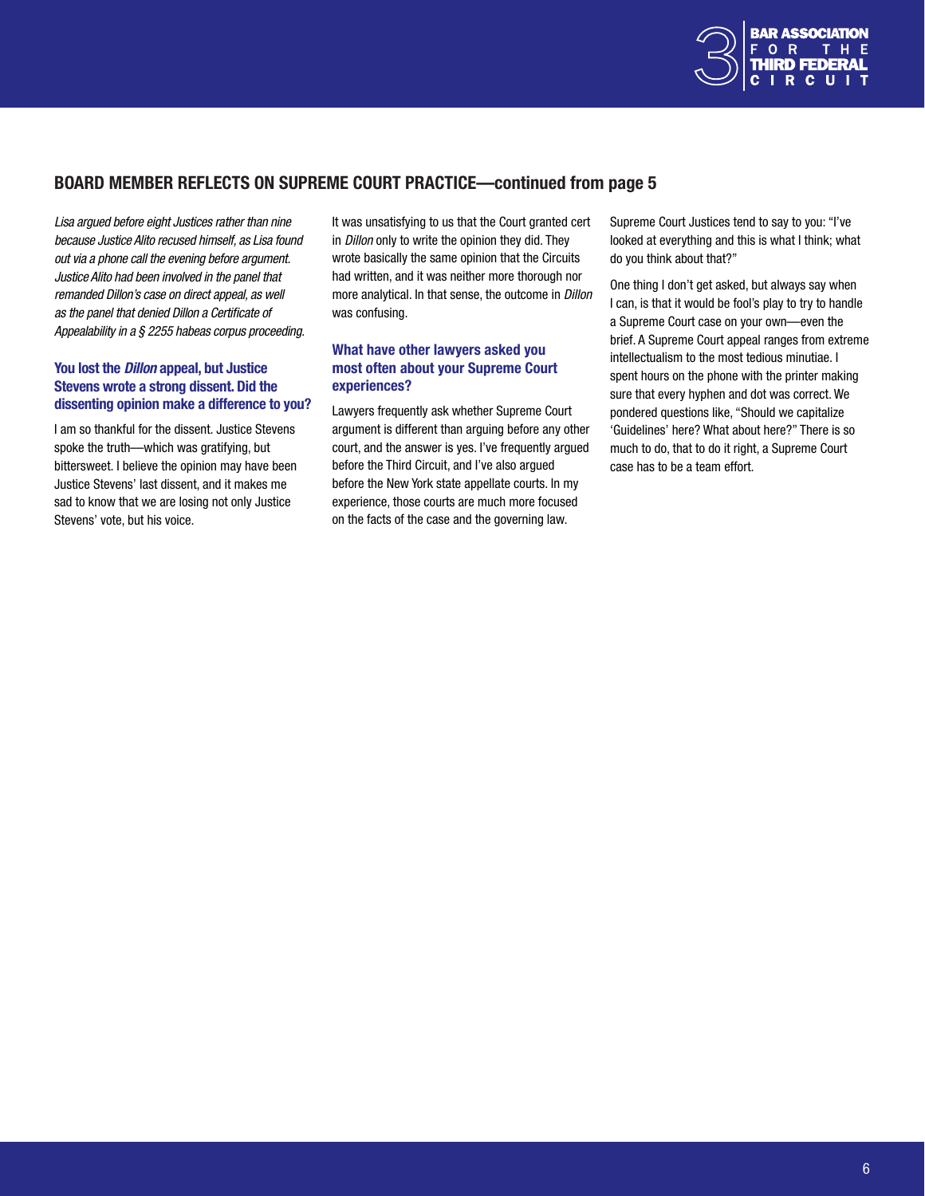## BOARD MEMBER REFLECTS ON SUPREME COURT PRACTICE—continued from page 5

*Lisa argued before eight Justices rather than nine because Justice Alito recused himself, as Lisa found out via a phone call the evening before argument. Justice Alito had been involved in the panel that remanded Dillon's case on direct appeal, as well as the panel that denied Dillon a Certificate of Appealability in a § 2255 habeas corpus proceeding.*

### You lost the *Dillon* appeal, but Justice Stevens wrote a strong dissent. Did the dissenting opinion make a difference to you?

I am so thankful for the dissent. Justice Stevens spoke the truth—which was gratifying, but bittersweet. I believe the opinion may have been Justice Stevens' last dissent, and it makes me sad to know that we are losing not only Justice Stevens' vote, but his voice.

It was unsatisfying to us that the Court granted cert in *Dillon* only to write the opinion they did. They wrote basically the same opinion that the Circuits had written, and it was neither more thorough nor more analytical. In that sense, the outcome in *Dillon* was confusing.

### What have other lawyers asked you most often about your Supreme Court experiences?

Lawyers frequently ask whether Supreme Court argument is different than arguing before any other court, and the answer is yes. I've frequently argued before the Third Circuit, and I've also argued before the New York state appellate courts. In my experience, those courts are much more focused on the facts of the case and the governing law. Supreme Court Justices tend to say to you: "I've looked at everything and this is what I think; what do you think about that?"

One thing I don't get asked, but always say when I can, is that it would be fool's play to try to handle a Supreme Court case on your own—even the brief. A Supreme Court appeal ranges from extreme intellectualism to the most tedious minutiae. I spent hours on the phone with the printer making sure that every hyphen and dot was correct. We pondered questions like, "Should we capitalize 'Guidelines' here? What about here?" There is so much to do, that to do it right, a Supreme Court case has to be a team effort.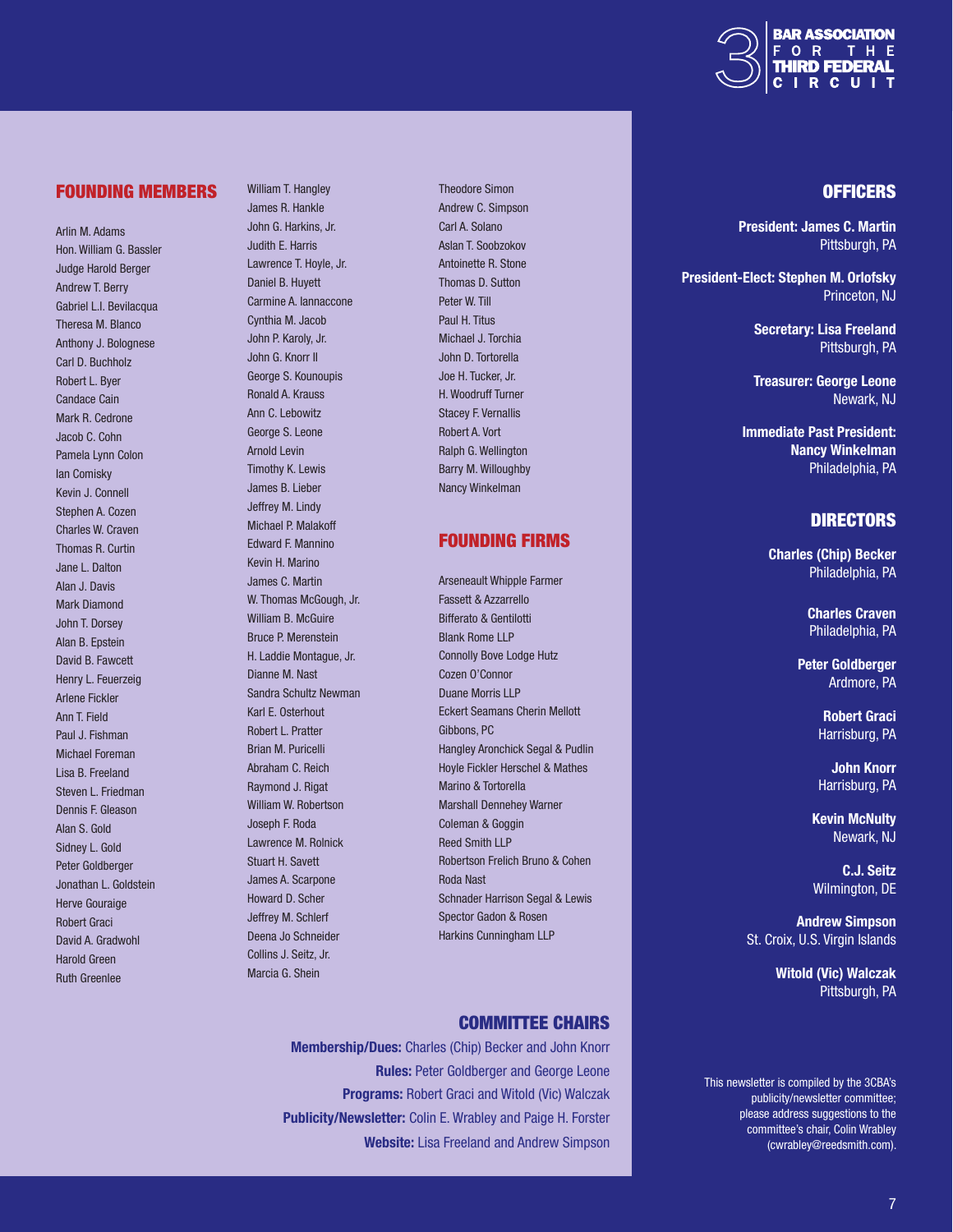BAR ASSOCIATION FOR THE THIRD FEDERAL CIRCUIT

## FOUNDING MEMBERS

Arlin M. Adams
Hon. William G. Bassler
Judge Harold Berger
Andrew T. Berry
Gabriel L.I. Bevilacqua
Theresa M. Blanco
Anthony J. Bolognese
Carl D. Buchholz
Robert L. Byer
Candace Cain
Mark R. Cedrone
Jacob C. Cohn
Pamela Lynn Colon
Ian Comisky
Kevin J. Connell
Stephen A. Cozen
Charles W. Craven
Thomas R. Curtin
Jane L. Dalton
Alan J. Davis
Mark Diamond
John T. Dorsey
Alan B. Epstein
David B. Fawcett
Henry L. Feuerzeig
Arlene Fickler
Ann T. Field
Paul J. Fishman
Michael Foreman
Lisa B. Freeland
Steven L. Friedman
Dennis F. Gleason
Alan S. Gold
Sidney L. Gold
Peter Goldberger
Jonathan L. Goldstein
Herve Gouraige
Robert Graci
David A. Gradwohl
Harold Green
Ruth Greenlee
William T. Hangley
James R. Hankle
John G. Harkins, Jr.
Judith E. Harris
Lawrence T. Hoyle, Jr.
Daniel B. Huyett
Carmine A. Iannaccone
Cynthia M. Jacob
John P. Karoly, Jr.
John G. Knorr II
George S. Kounoupis
Ronald A. Krauss
Ann C. Lebowitz
George S. Leone
Arnold Levin
Timothy K. Lewis
James B. Lieber
Jeffrey M. Lindy
Michael P. Malakoff
Edward F. Mannino
Kevin H. Marino
James C. Martin
W. Thomas McGough, Jr.
William B. McGuire
Bruce P. Merenstein
H. Laddie Montague, Jr.
Dianne M. Nast
Sandra Schultz Newman
Karl E. Osterhout
Robert L. Pratter
Brian M. Puricelli
Abraham C. Reich
Raymond J. Rigat
William W. Robertson
Joseph F. Roda
Lawrence M. Rolnick
Stuart H. Savett
James A. Scarpone
Howard D. Scher
Jeffrey M. Schlerf
Deena Jo Schneider
Collins J. Seitz, Jr.
Marcia G. Shein
Theodore Simon
Andrew C. Simpson
Carl A. Solano
Aslan T. Soobzokov
Antoinette R. Stone
Thomas D. Sutton
Peter W. Till
Paul H. Titus
Michael J. Torchia
John D. Tortorella
Joe H. Tucker, Jr.
H. Woodruff Turner
Stacey F. Vernallis
Robert A. Vort
Ralph G. Wellington
Barry M. Willoughby
Nancy Winkelman

## FOUNDING FIRMS

Arseneault Whipple Farmer
Fassett & Azzarello
Bifferato & Gentilotti
Blank Rome LLP
Connolly Bove Lodge Hutz
Cozen O'Connor
Duane Morris LLP
Eckert Seamans Cherin Mellott
Gibbons, PC
Hangley Aronchick Segal & Pudlin
Hoyle Fickler Herschel & Mathes
Marino & Tortorella
Marshall Dennehey Warner
Coleman & Goggin
Reed Smith LLP
Robertson Frelich Bruno & Cohen
Roda Nast
Schnader Harrison Segal & Lewis
Spector Gadon & Rosen
Harkins Cunningham LLP

## COMMITTEE CHAIRS

**Membership/Dues:** Charles (Chip) Becker and John Knorr
**Rules:** Peter Goldberger and George Leone
**Programs:** Robert Graci and Witold (Vic) Walczak
**Publicity/Newsletter:** Colin E. Wrabley and Paige H. Forster
**Website:** Lisa Freeland and Andrew Simpson

## OFFICERS

**President: James C. Martin**
Pittsburgh, PA

**President-Elect: Stephen M. Orlofsky**
Princeton, NJ

**Secretary: Lisa Freeland**
Pittsburgh, PA

**Treasurer: George Leone**
Newark, NJ

**Immediate Past President: Nancy Winkelman**
Philadelphia, PA

## DIRECTORS

**Charles (Chip) Becker**
Philadelphia, PA

**Charles Craven**
Philadelphia, PA

**Peter Goldberger**
Ardmore, PA

**Robert Graci**
Harrisburg, PA

**John Knorr**
Harrisburg, PA

**Kevin McNulty**
Newark, NJ

**C.J. Seitz**
Wilmington, DE

**Andrew Simpson**
St. Croix, U.S. Virgin Islands

**Witold (Vic) Walczak**
Pittsburgh, PA

This newsletter is compiled by the 3CBA's publicity/newsletter committee; please address suggestions to the committee's chair, Colin Wrabley (cwrabley@reedsmith.com).